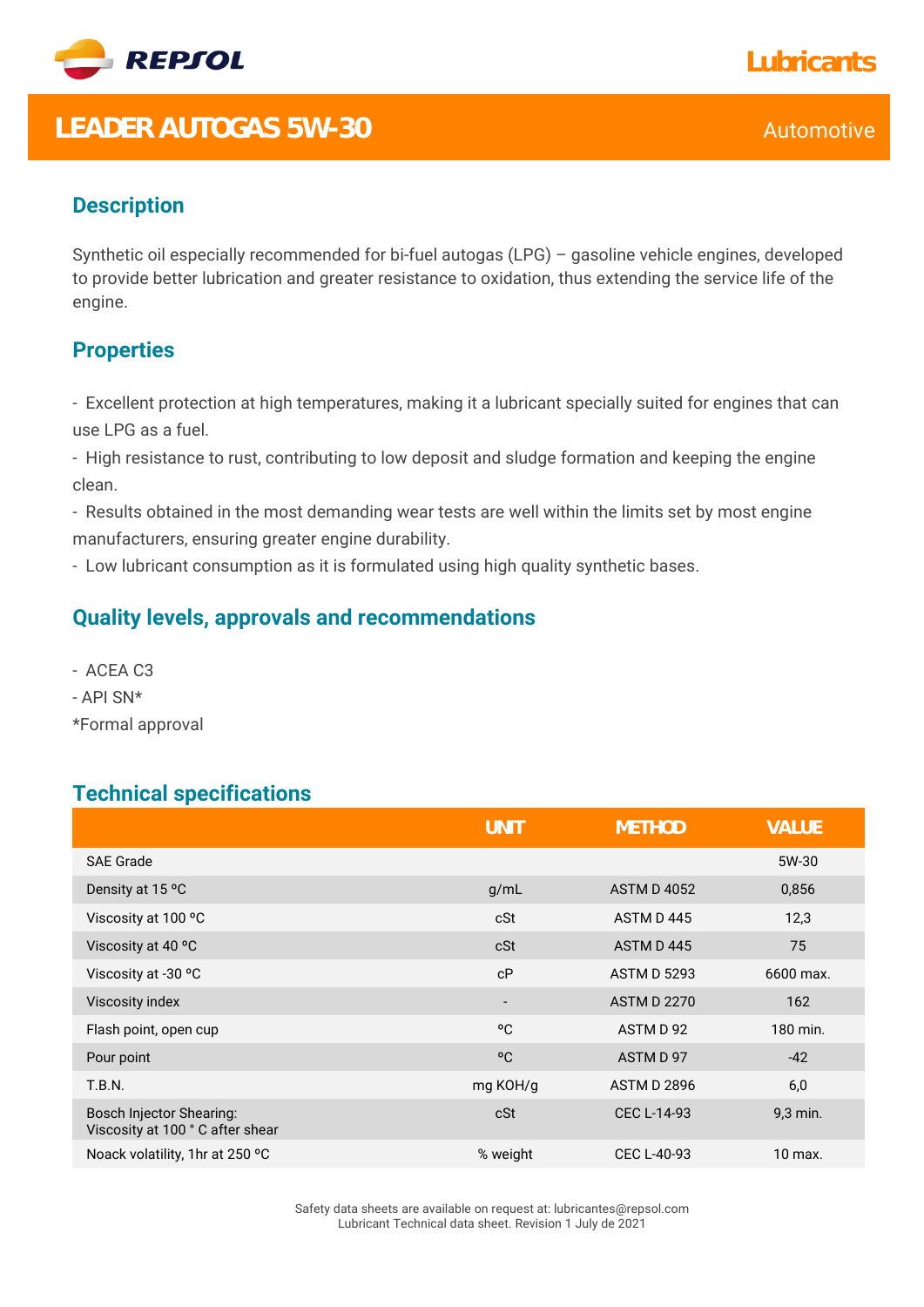REPSOL

Lubricants

# LEADER AUTOGAS 5W-30

Automotive

## Description

Synthetic oil especially recommended for bi-fuel autogas (LPG) – gasoline vehicle engines, developed to provide better lubrication and greater resistance to oxidation, thus extending the service life of the engine.

## Properties

- Excellent protection at high temperatures, making it a lubricant specially suited for engines that can use LPG as a fuel.
- High resistance to rust, contributing to low deposit and sludge formation and keeping the engine clean.
- Results obtained in the most demanding wear tests are well within the limits set by most engine manufacturers, ensuring greater engine durability.
- Low lubricant consumption as it is formulated using high quality synthetic bases.

## Quality levels, approvals and recommendations

- ACEA C3
- API SN*

*Formal approval

## Technical specifications

| | UNIT | METHOD | VALUE |
|---|---|---|---|
| SAE Grade | | | 5W-30 |
| Density at 15 ºC | g/mL | ASTM D 4052 | 0,856 |
| Viscosity at 100 ºC | cSt | ASTM D 445 | 12,3 |
| Viscosity at 40 ºC | cSt | ASTM D 445 | 75 |
| Viscosity at -30 ºC | cP | ASTM D 5293 | 6600 max. |
| Viscosity index | - | ASTM D 2270 | 162 |
| Flash point, open cup | ºC | ASTM D 92 | 180 min. |
| Pour point | ºC | ASTM D 97 | -42 |
| T.B.N. | mg KOH/g | ASTM D 2896 | 6,0 |
| Bosch Injector Shearing: Viscosity at 100 ° C after shear | cSt | CEC L-14-93 | 9,3 min. |
| Noack volatility, 1hr at 250 ºC | % weight | CEC L-40-93 | 10 max. |

Safety data sheets are available on request at: lubricantes@repsol.com
Lubricant Technical data sheet. Revision 1 July de 2021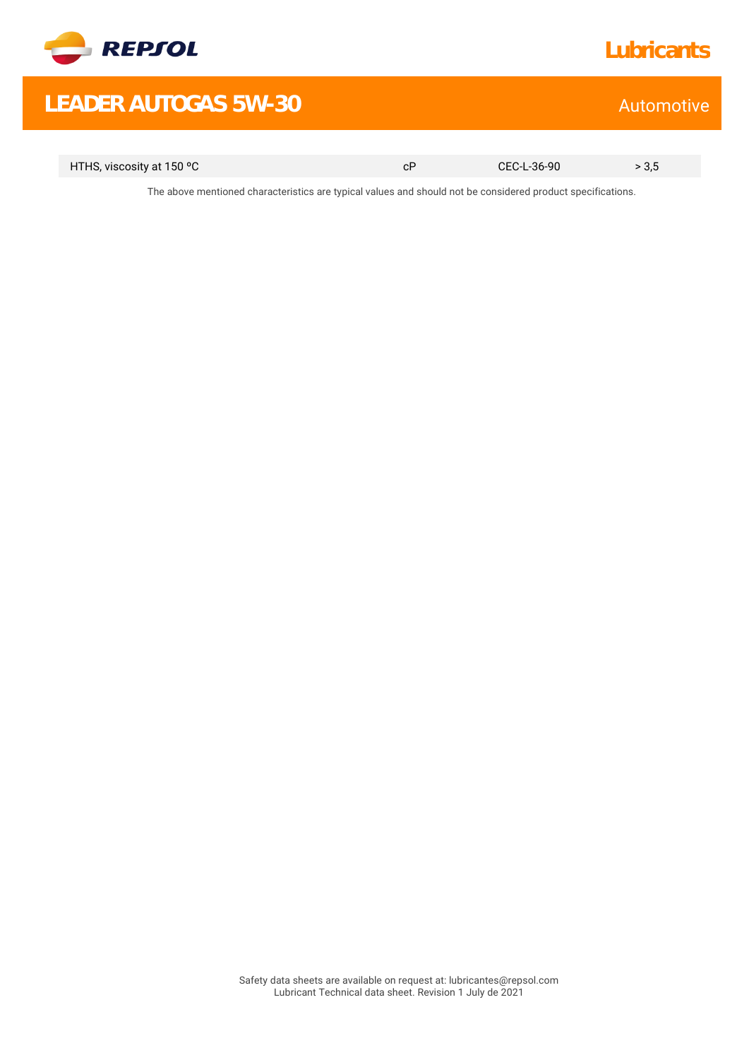| | | | |
|---|---|---|---|
| HTHS, viscosity at 150 ºC | cP | CEC-L-36-90 | > 3,5 |

The above mentioned characteristics are typical values and should not be considered product specifications.

Safety data sheets are available on request at: lubricantes@repsol.com
Lubricant Technical data sheet. Revision 1 July de 2021